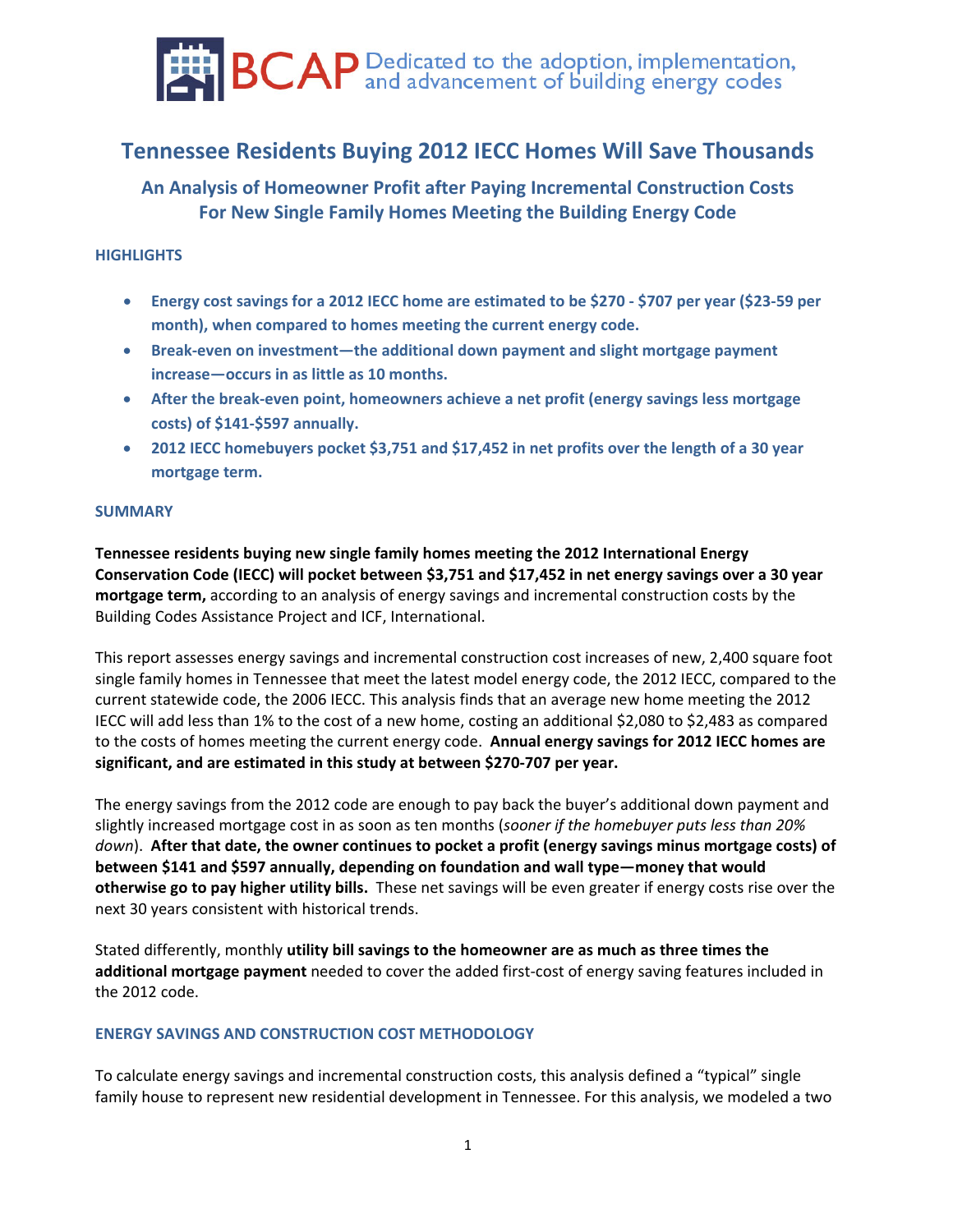BCAP Dedicated to the adoption, implementation, and advancement of building energy codes

# Tennessee Residents Buying 2012 IECC Homes Will Save Thousands

## An Analysis of Homeowner Profit after Paying Incremental Construction Costs For New Single Family Homes Meeting the Building Energy Code

### HIGHLIGHTS

- **Energy cost savings for a 2012 IECC home are estimated to be $270 - $707 per year ($23-59 per month), when compared to homes meeting the current energy code.**
- **Break-even on investment—the additional down payment and slight mortgage payment increase—occurs in as little as 10 months.**
- **After the break-even point, homeowners achieve a net profit (energy savings less mortgage costs) of $141-$597 annually.**
- **2012 IECC homebuyers pocket $3,751 and $17,452 in net profits over the length of a 30 year mortgage term.**

### SUMMARY

**Tennessee residents buying new single family homes meeting the 2012 International Energy Conservation Code (IECC) will pocket between $3,751 and $17,452 in net energy savings over a 30 year mortgage term,** according to an analysis of energy savings and incremental construction costs by the Building Codes Assistance Project and ICF, International.

This report assesses energy savings and incremental construction cost increases of new, 2,400 square foot single family homes in Tennessee that meet the latest model energy code, the 2012 IECC, compared to the current statewide code, the 2006 IECC. This analysis finds that an average new home meeting the 2012 IECC will add less than 1% to the cost of a new home, costing an additional $2,080 to $2,483 as compared to the costs of homes meeting the current energy code. **Annual energy savings for 2012 IECC homes are significant, and are estimated in this study at between $270-707 per year.**

The energy savings from the 2012 code are enough to pay back the buyer's additional down payment and slightly increased mortgage cost in as soon as ten months (*sooner if the homebuyer puts less than 20% down*). **After that date, the owner continues to pocket a profit (energy savings minus mortgage costs) of between $141 and $597 annually, depending on foundation and wall type—money that would otherwise go to pay higher utility bills.** These net savings will be even greater if energy costs rise over the next 30 years consistent with historical trends.

Stated differently, monthly **utility bill savings to the homeowner are as much as three times the additional mortgage payment** needed to cover the added first-cost of energy saving features included in the 2012 code.

### ENERGY SAVINGS AND CONSTRUCTION COST METHODOLOGY

To calculate energy savings and incremental construction costs, this analysis defined a "typical" single family house to represent new residential development in Tennessee. For this analysis, we modeled a two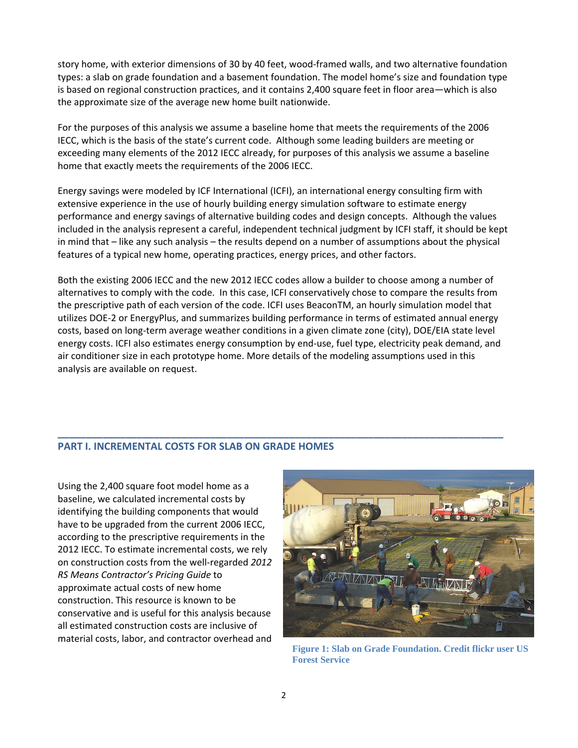story home, with exterior dimensions of 30 by 40 feet, wood-framed walls, and two alternative foundation types: a slab on grade foundation and a basement foundation. The model home's size and foundation type is based on regional construction practices, and it contains 2,400 square feet in floor area—which is also the approximate size of the average new home built nationwide.

For the purposes of this analysis we assume a baseline home that meets the requirements of the 2006 IECC, which is the basis of the state's current code. Although some leading builders are meeting or exceeding many elements of the 2012 IECC already, for purposes of this analysis we assume a baseline home that exactly meets the requirements of the 2006 IECC.

Energy savings were modeled by ICF International (ICFI), an international energy consulting firm with extensive experience in the use of hourly building energy simulation software to estimate energy performance and energy savings of alternative building codes and design concepts. Although the values included in the analysis represent a careful, independent technical judgment by ICFI staff, it should be kept in mind that – like any such analysis – the results depend on a number of assumptions about the physical features of a typical new home, operating practices, energy prices, and other factors.

Both the existing 2006 IECC and the new 2012 IECC codes allow a builder to choose among a number of alternatives to comply with the code. In this case, ICFI conservatively chose to compare the results from the prescriptive path of each version of the code. ICFI uses BeaconTM, an hourly simulation model that utilizes DOE-2 or EnergyPlus, and summarizes building performance in terms of estimated annual energy costs, based on long-term average weather conditions in a given climate zone (city), DOE/EIA state level energy costs. ICFI also estimates energy consumption by end-use, fuel type, electricity peak demand, and air conditioner size in each prototype home. More details of the modeling assumptions used in this analysis are available on request.

## PART I. INCREMENTAL COSTS FOR SLAB ON GRADE HOMES

Using the 2,400 square foot model home as a baseline, we calculated incremental costs by identifying the building components that would have to be upgraded from the current 2006 IECC, according to the prescriptive requirements in the 2012 IECC. To estimate incremental costs, we rely on construction costs from the well-regarded *2012 RS Means Contractor's Pricing Guide* to approximate actual costs of new home construction. This resource is known to be conservative and is useful for this analysis because all estimated construction costs are inclusive of material costs, labor, and contractor overhead and

**Figure 1: Slab on Grade Foundation. Credit flickr user US Forest Service**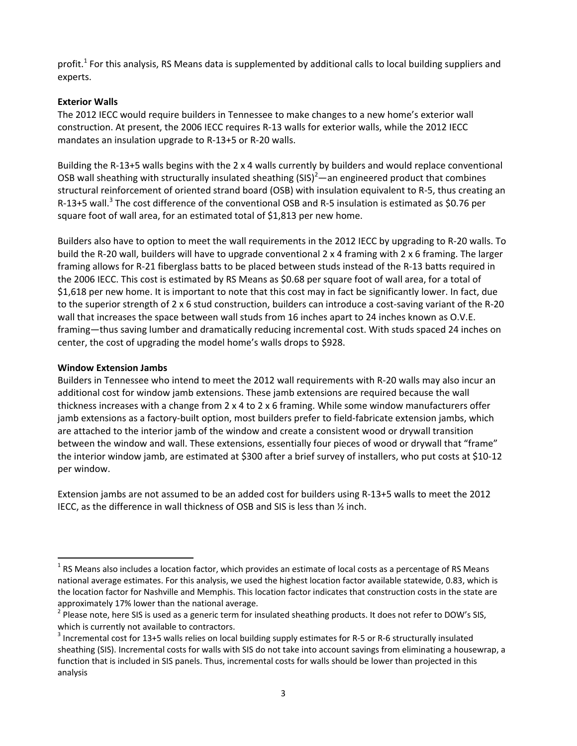profit.[1] For this analysis, RS Means data is supplemented by additional calls to local building suppliers and experts.

**Exterior Walls**

The 2012 IECC would require builders in Tennessee to make changes to a new home's exterior wall construction. At present, the 2006 IECC requires R-13 walls for exterior walls, while the 2012 IECC mandates an insulation upgrade to R-13+5 or R-20 walls.

Building the R-13+5 walls begins with the 2 x 4 walls currently by builders and would replace conventional OSB wall sheathing with structurally insulated sheathing (SIS)[2]—an engineered product that combines structural reinforcement of oriented strand board (OSB) with insulation equivalent to R-5, thus creating an R-13+5 wall.[3] The cost difference of the conventional OSB and R-5 insulation is estimated as $0.76 per square foot of wall area, for an estimated total of $1,813 per new home.

Builders also have to option to meet the wall requirements in the 2012 IECC by upgrading to R-20 walls. To build the R-20 wall, builders will have to upgrade conventional 2 x 4 framing with 2 x 6 framing. The larger framing allows for R-21 fiberglass batts to be placed between studs instead of the R-13 batts required in the 2006 IECC. This cost is estimated by RS Means as $0.68 per square foot of wall area, for a total of $1,618 per new home. It is important to note that this cost may in fact be significantly lower. In fact, due to the superior strength of 2 x 6 stud construction, builders can introduce a cost-saving variant of the R-20 wall that increases the space between wall studs from 16 inches apart to 24 inches known as O.V.E. framing—thus saving lumber and dramatically reducing incremental cost. With studs spaced 24 inches on center, the cost of upgrading the model home's walls drops to $928.

**Window Extension Jambs**

Builders in Tennessee who intend to meet the 2012 wall requirements with R-20 walls may also incur an additional cost for window jamb extensions. These jamb extensions are required because the wall thickness increases with a change from 2 x 4 to 2 x 6 framing. While some window manufacturers offer jamb extensions as a factory-built option, most builders prefer to field-fabricate extension jambs, which are attached to the interior jamb of the window and create a consistent wood or drywall transition between the window and wall. These extensions, essentially four pieces of wood or drywall that "frame" the interior window jamb, are estimated at $300 after a brief survey of installers, who put costs at $10-12 per window.

Extension jambs are not assumed to be an added cost for builders using R-13+5 walls to meet the 2012 IECC, as the difference in wall thickness of OSB and SIS is less than ½ inch.

---

[1] RS Means also includes a location factor, which provides an estimate of local costs as a percentage of RS Means national average estimates. For this analysis, we used the highest location factor available statewide, 0.83, which is the location factor for Nashville and Memphis. This location factor indicates that construction costs in the state are approximately 17% lower than the national average.

[2] Please note, here SIS is used as a generic term for insulated sheathing products. It does not refer to DOW's SIS, which is currently not available to contractors.

[3] Incremental cost for 13+5 walls relies on local building supply estimates for R-5 or R-6 structurally insulated sheathing (SIS). Incremental costs for walls with SIS do not take into account savings from eliminating a housewrap, a function that is included in SIS panels. Thus, incremental costs for walls should be lower than projected in this analysis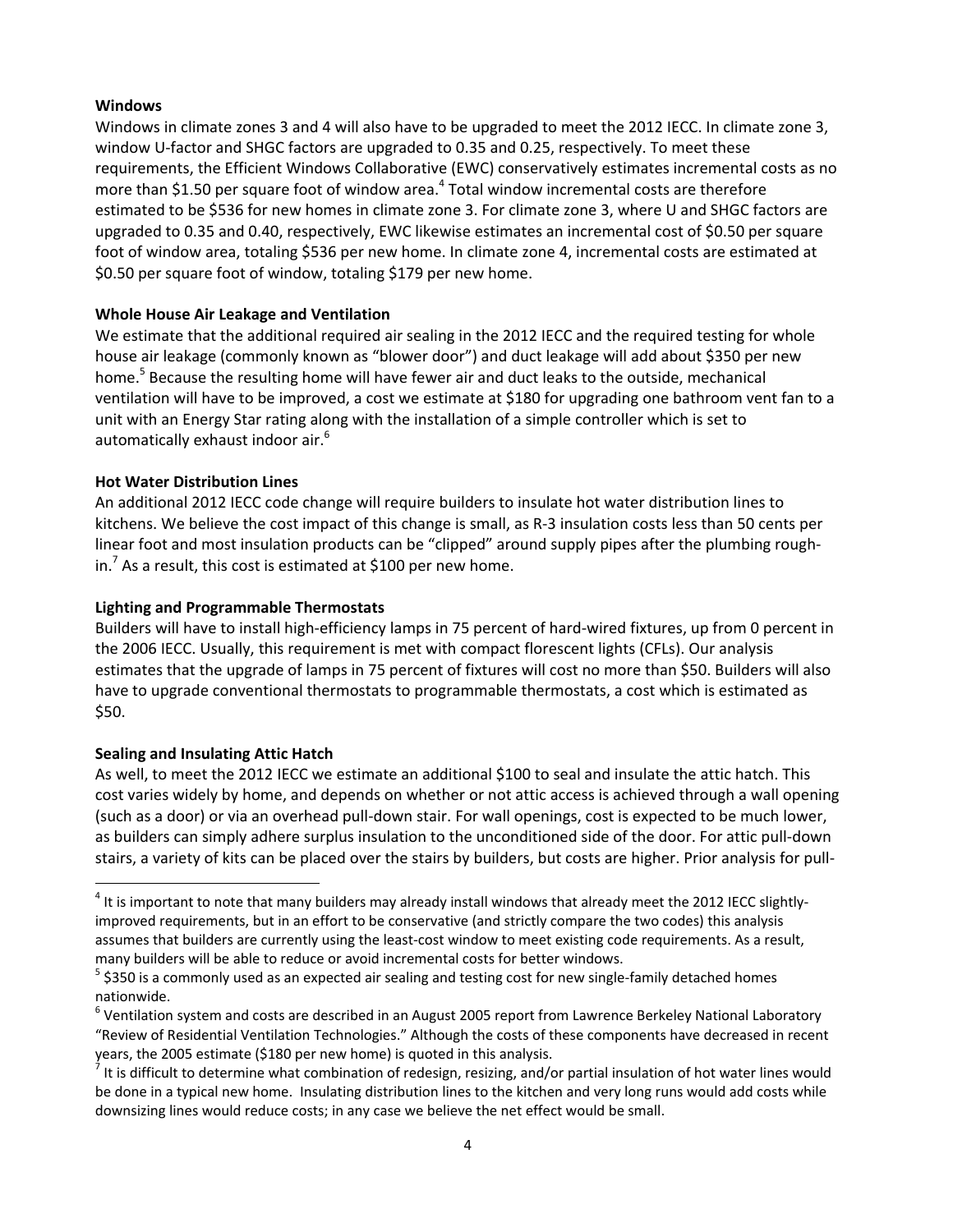**Windows**

Windows in climate zones 3 and 4 will also have to be upgraded to meet the 2012 IECC. In climate zone 3, window U-factor and SHGC factors are upgraded to 0.35 and 0.25, respectively. To meet these requirements, the Efficient Windows Collaborative (EWC) conservatively estimates incremental costs as no more than $1.50 per square foot of window area.[4] Total window incremental costs are therefore estimated to be $536 for new homes in climate zone 3. For climate zone 3, where U and SHGC factors are upgraded to 0.35 and 0.40, respectively, EWC likewise estimates an incremental cost of $0.50 per square foot of window area, totaling $536 per new home. In climate zone 4, incremental costs are estimated at $0.50 per square foot of window, totaling $179 per new home.

**Whole House Air Leakage and Ventilation**

We estimate that the additional required air sealing in the 2012 IECC and the required testing for whole house air leakage (commonly known as "blower door") and duct leakage will add about $350 per new home.[5] Because the resulting home will have fewer air and duct leaks to the outside, mechanical ventilation will have to be improved, a cost we estimate at $180 for upgrading one bathroom vent fan to a unit with an Energy Star rating along with the installation of a simple controller which is set to automatically exhaust indoor air.[6]

**Hot Water Distribution Lines**

An additional 2012 IECC code change will require builders to insulate hot water distribution lines to kitchens. We believe the cost impact of this change is small, as R-3 insulation costs less than 50 cents per linear foot and most insulation products can be "clipped" around supply pipes after the plumbing rough-in.[7] As a result, this cost is estimated at $100 per new home.

**Lighting and Programmable Thermostats**

Builders will have to install high-efficiency lamps in 75 percent of hard-wired fixtures, up from 0 percent in the 2006 IECC. Usually, this requirement is met with compact florescent lights (CFLs). Our analysis estimates that the upgrade of lamps in 75 percent of fixtures will cost no more than $50. Builders will also have to upgrade conventional thermostats to programmable thermostats, a cost which is estimated as $50.

**Sealing and Insulating Attic Hatch**

As well, to meet the 2012 IECC we estimate an additional $100 to seal and insulate the attic hatch. This cost varies widely by home, and depends on whether or not attic access is achieved through a wall opening (such as a door) or via an overhead pull-down stair. For wall openings, cost is expected to be much lower, as builders can simply adhere surplus insulation to the unconditioned side of the door. For attic pull-down stairs, a variety of kits can be placed over the stairs by builders, but costs are higher. Prior analysis for pull-

---

[4] It is important to note that many builders may already install windows that already meet the 2012 IECC slightly-improved requirements, but in an effort to be conservative (and strictly compare the two codes) this analysis assumes that builders are currently using the least-cost window to meet existing code requirements. As a result, many builders will be able to reduce or avoid incremental costs for better windows.

[5] $350 is a commonly used as an expected air sealing and testing cost for new single-family detached homes nationwide.

[6] Ventilation system and costs are described in an August 2005 report from Lawrence Berkeley National Laboratory "Review of Residential Ventilation Technologies." Although the costs of these components have decreased in recent years, the 2005 estimate ($180 per new home) is quoted in this analysis.

[7] It is difficult to determine what combination of redesign, resizing, and/or partial insulation of hot water lines would be done in a typical new home. Insulating distribution lines to the kitchen and very long runs would add costs while downsizing lines would reduce costs; in any case we believe the net effect would be small.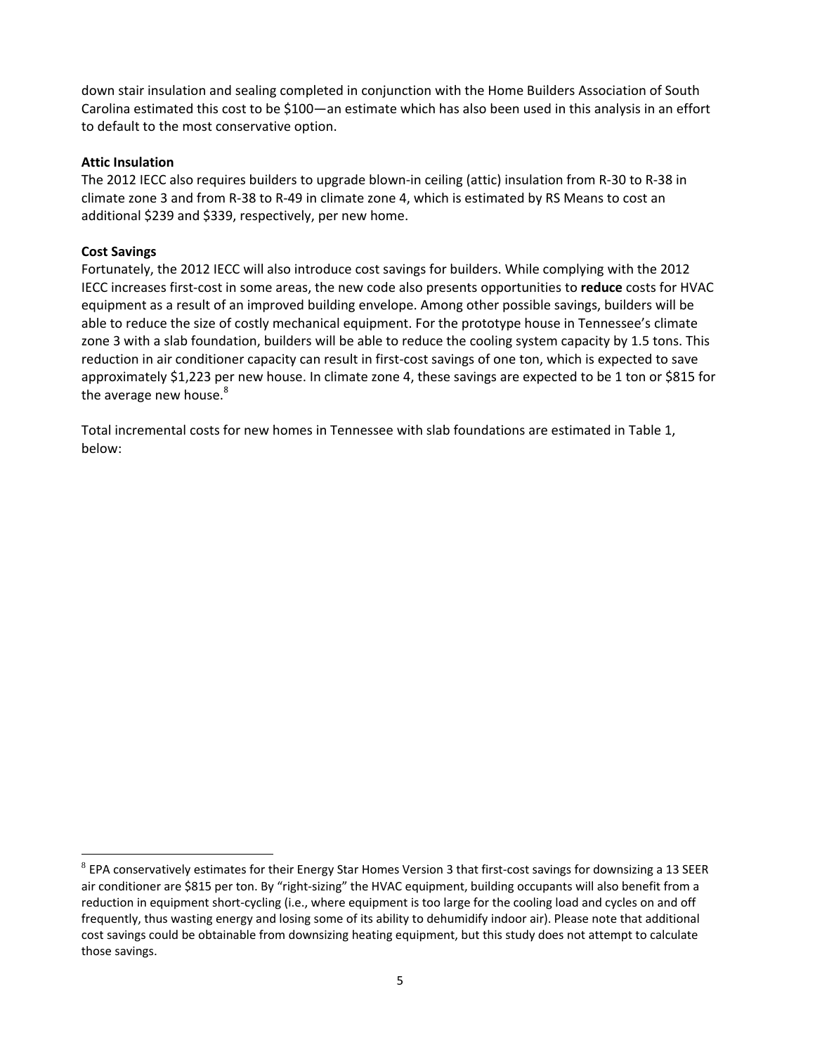down stair insulation and sealing completed in conjunction with the Home Builders Association of South Carolina estimated this cost to be $100—an estimate which has also been used in this analysis in an effort to default to the most conservative option.

**Attic Insulation**

The 2012 IECC also requires builders to upgrade blown-in ceiling (attic) insulation from R-30 to R-38 in climate zone 3 and from R-38 to R-49 in climate zone 4, which is estimated by RS Means to cost an additional $239 and $339, respectively, per new home.

**Cost Savings**

Fortunately, the 2012 IECC will also introduce cost savings for builders. While complying with the 2012 IECC increases first-cost in some areas, the new code also presents opportunities to **reduce** costs for HVAC equipment as a result of an improved building envelope. Among other possible savings, builders will be able to reduce the size of costly mechanical equipment. For the prototype house in Tennessee's climate zone 3 with a slab foundation, builders will be able to reduce the cooling system capacity by 1.5 tons. This reduction in air conditioner capacity can result in first-cost savings of one ton, which is expected to save approximately $1,223 per new house. In climate zone 4, these savings are expected to be 1 ton or $815 for the average new house.[8]

Total incremental costs for new homes in Tennessee with slab foundations are estimated in Table 1, below:

[8] EPA conservatively estimates for their Energy Star Homes Version 3 that first-cost savings for downsizing a 13 SEER air conditioner are $815 per ton. By "right-sizing" the HVAC equipment, building occupants will also benefit from a reduction in equipment short-cycling (i.e., where equipment is too large for the cooling load and cycles on and off frequently, thus wasting energy and losing some of its ability to dehumidify indoor air). Please note that additional cost savings could be obtainable from downsizing heating equipment, but this study does not attempt to calculate those savings.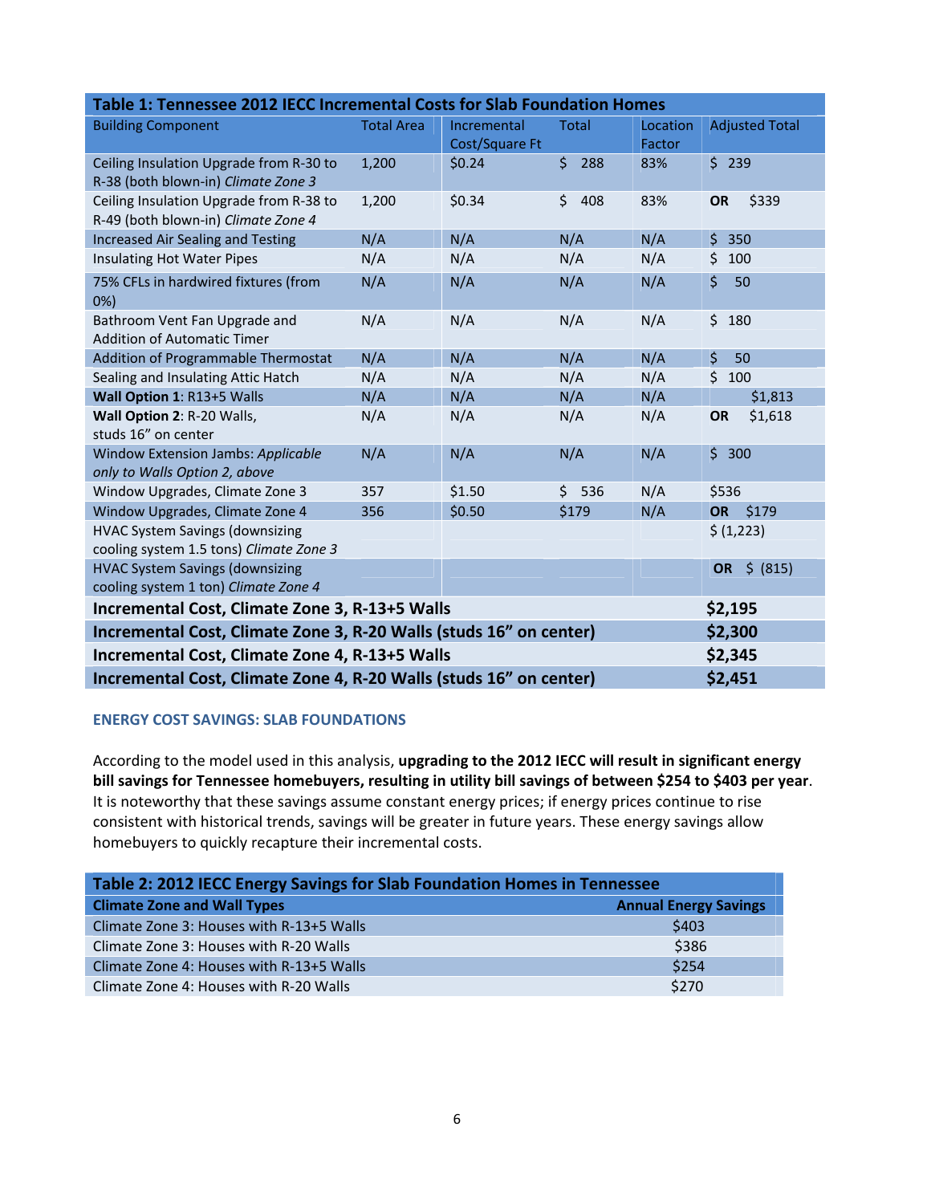| Table 1: Tennessee 2012 IECC Incremental Costs for Slab Foundation Homes | | | | | |
|---|---|---|---|---|---|
| Building Component | Total Area | Incremental Cost/Square Ft | Total | Location Factor | Adjusted Total |
| Ceiling Insulation Upgrade from R-30 to R-38 (both blown-in) *Climate Zone 3* | 1,200 | $0.24 | $ 288 | 83% | $ 239 |
| Ceiling Insulation Upgrade from R-38 to R-49 (both blown-in) *Climate Zone 4* | 1,200 | $0.34 | $ 408 | 83% | **OR** $339 |
| Increased Air Sealing and Testing | N/A | N/A | N/A | N/A | $ 350 |
| Insulating Hot Water Pipes | N/A | N/A | N/A | N/A | $ 100 |
| 75% CFLs in hardwired fixtures (from 0%) | N/A | N/A | N/A | N/A | $ 50 |
| Bathroom Vent Fan Upgrade and Addition of Automatic Timer | N/A | N/A | N/A | N/A | $ 180 |
| Addition of Programmable Thermostat | N/A | N/A | N/A | N/A | $ 50 |
| Sealing and Insulating Attic Hatch | N/A | N/A | N/A | N/A | $ 100 |
| **Wall Option 1**: R13+5 Walls | N/A | N/A | N/A | N/A | $1,813 |
| **Wall Option 2**: R-20 Walls, studs 16" on center | N/A | N/A | N/A | N/A | **OR** $1,618 |
| Window Extension Jambs: *Applicable only to Walls Option 2, above* | N/A | N/A | N/A | N/A | $ 300 |
| Window Upgrades, Climate Zone 3 | 357 | $1.50 | $ 536 | N/A | $536 |
| Window Upgrades, Climate Zone 4 | 356 | $0.50 | $179 | N/A | **OR** $179 |
| HVAC System Savings (downsizing cooling system 1.5 tons) *Climate Zone 3* | | | | | $ (1,223) |
| HVAC System Savings (downsizing cooling system 1 ton) *Climate Zone 4* | | | | | **OR** $ (815) |
| **Incremental Cost, Climate Zone 3, R-13+5 Walls** | | | | | **$2,195** |
| **Incremental Cost, Climate Zone 3, R-20 Walls (studs 16" on center)** | | | | | **$2,300** |
| **Incremental Cost, Climate Zone 4, R-13+5 Walls** | | | | | **$2,345** |
| **Incremental Cost, Climate Zone 4, R-20 Walls (studs 16" on center)** | | | | | **$2,451** |

### ENERGY COST SAVINGS: SLAB FOUNDATIONS

According to the model used in this analysis, **upgrading to the 2012 IECC will result in significant energy bill savings for Tennessee homebuyers, resulting in utility bill savings of between $254 to $403 per year**. It is noteworthy that these savings assume constant energy prices; if energy prices continue to rise consistent with historical trends, savings will be greater in future years. These energy savings allow homebuyers to quickly recapture their incremental costs.

| Table 2: 2012 IECC Energy Savings for Slab Foundation Homes in Tennessee | |
|---|---|
| **Climate Zone and Wall Types** | **Annual Energy Savings** |
| Climate Zone 3: Houses with R-13+5 Walls | $403 |
| Climate Zone 3: Houses with R-20 Walls | $386 |
| Climate Zone 4: Houses with R-13+5 Walls | $254 |
| Climate Zone 4: Houses with R-20 Walls | $270 |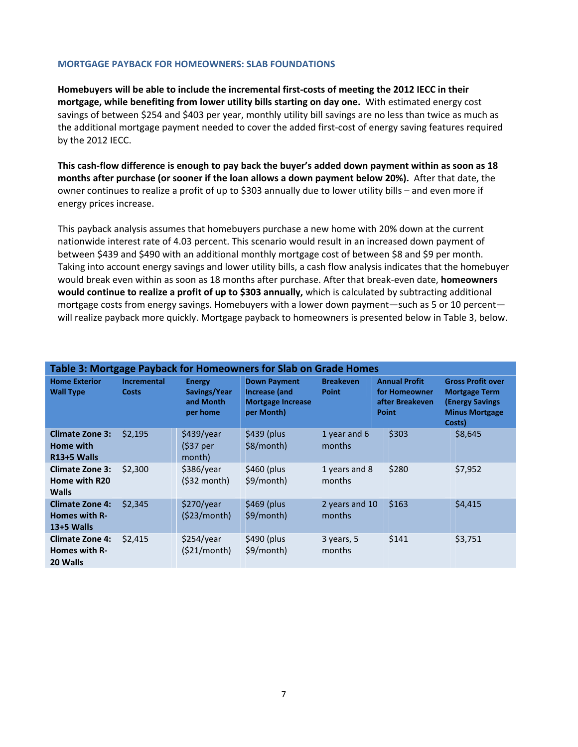## MORTGAGE PAYBACK FOR HOMEOWNERS: SLAB FOUNDATIONS

**Homebuyers will be able to include the incremental first-costs of meeting the 2012 IECC in their mortgage, while benefiting from lower utility bills starting on day one.** With estimated energy cost savings of between $254 and $403 per year, monthly utility bill savings are no less than twice as much as the additional mortgage payment needed to cover the added first-cost of energy saving features required by the 2012 IECC.

**This cash-flow difference is enough to pay back the buyer's added down payment within as soon as 18 months after purchase (or sooner if the loan allows a down payment below 20%).** After that date, the owner continues to realize a profit of up to $303 annually due to lower utility bills – and even more if energy prices increase.

This payback analysis assumes that homebuyers purchase a new home with 20% down at the current nationwide interest rate of 4.03 percent. This scenario would result in an increased down payment of between $439 and $490 with an additional monthly mortgage cost of between $8 and $9 per month. Taking into account energy savings and lower utility bills, a cash flow analysis indicates that the homebuyer would break even within as soon as 18 months after purchase. After that break-even date, **homeowners would continue to realize a profit of up to $303 annually,** which is calculated by subtracting additional mortgage costs from energy savings. Homebuyers with a lower down payment—such as 5 or 10 percent—will realize payback more quickly. Mortgage payback to homeowners is presented below in Table 3, below.

**Table 3: Mortgage Payback for Homeowners for Slab on Grade Homes**

| Home Exterior Wall Type | Incremental Costs | Energy Savings/Year and Month per home | Down Payment Increase (and Mortgage Increase per Month) | Breakeven Point | Annual Profit for Homeowner after Breakeven Point | Gross Profit over Mortgage Term (Energy Savings Minus Mortgage Costs) |
|---|---|---|---|---|---|---|
| **Climate Zone 3: Home with R13+5 Walls** | $2,195 | $439/year ($37 per month) | $439 (plus $8/month) | 1 year and 6 months | $303 | $8,645 |
| **Climate Zone 3: Home with R20 Walls** | $2,300 | $386/year ($32 month) | $460 (plus $9/month) | 1 years and 8 months | $280 | $7,952 |
| **Climate Zone 4: Homes with R-13+5 Walls** | $2,345 | $270/year ($23/month) | $469 (plus $9/month) | 2 years and 10 months | $163 | $4,415 |
| **Climate Zone 4: Homes with R-20 Walls** | $2,415 | $254/year ($21/month) | $490 (plus $9/month) | 3 years, 5 months | $141 | $3,751 |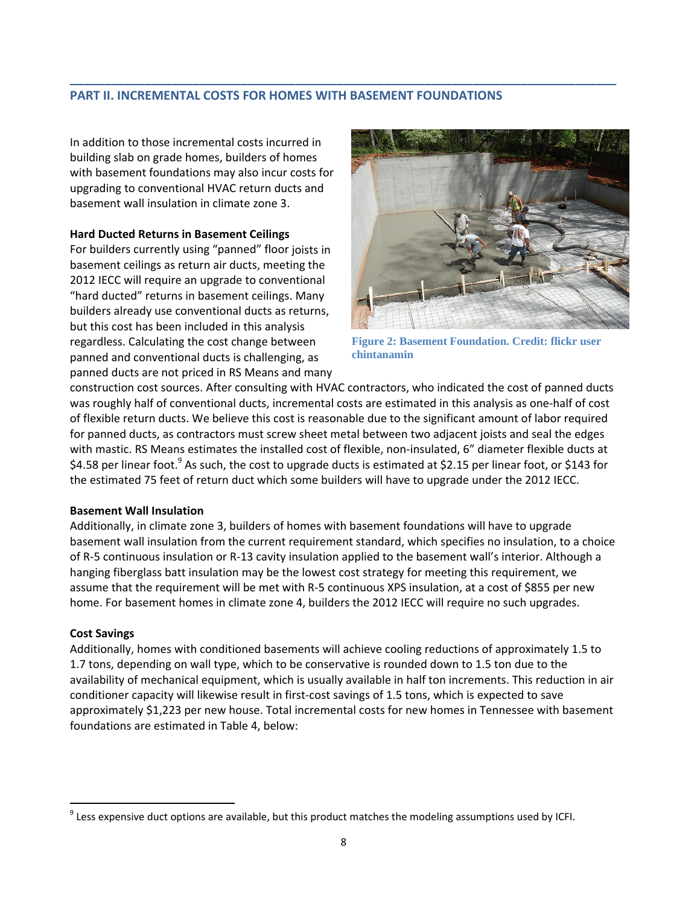## PART II. INCREMENTAL COSTS FOR HOMES WITH BASEMENT FOUNDATIONS

In addition to those incremental costs incurred in building slab on grade homes, builders of homes with basement foundations may also incur costs for upgrading to conventional HVAC return ducts and basement wall insulation in climate zone 3.

**Hard Ducted Returns in Basement Ceilings**

For builders currently using "panned" floor joists in basement ceilings as return air ducts, meeting the 2012 IECC will require an upgrade to conventional "hard ducted" returns in basement ceilings. Many builders already use conventional ducts as returns, but this cost has been included in this analysis regardless. Calculating the cost change between panned and conventional ducts is challenging, as panned ducts are not priced in RS Means and many construction cost sources. After consulting with HVAC contractors, who indicated the cost of panned ducts was roughly half of conventional ducts, incremental costs are estimated in this analysis as one-half of cost of flexible return ducts. We believe this cost is reasonable due to the significant amount of labor required for panned ducts, as contractors must screw sheet metal between two adjacent joists and seal the edges with mastic. RS Means estimates the installed cost of flexible, non-insulated, 6" diameter flexible ducts at $4.58 per linear foot.[9] As such, the cost to upgrade ducts is estimated at $2.15 per linear foot, or $143 for the estimated 75 feet of return duct which some builders will have to upgrade under the 2012 IECC.

Figure 2: Basement Foundation. Credit: flickr user chintanamin

**Basement Wall Insulation**

Additionally, in climate zone 3, builders of homes with basement foundations will have to upgrade basement wall insulation from the current requirement standard, which specifies no insulation, to a choice of R-5 continuous insulation or R-13 cavity insulation applied to the basement wall's interior. Although a hanging fiberglass batt insulation may be the lowest cost strategy for meeting this requirement, we assume that the requirement will be met with R-5 continuous XPS insulation, at a cost of $855 per new home. For basement homes in climate zone 4, builders the 2012 IECC will require no such upgrades.

**Cost Savings**

Additionally, homes with conditioned basements will achieve cooling reductions of approximately 1.5 to 1.7 tons, depending on wall type, which to be conservative is rounded down to 1.5 ton due to the availability of mechanical equipment, which is usually available in half ton increments. This reduction in air conditioner capacity will likewise result in first-cost savings of 1.5 tons, which is expected to save approximately $1,223 per new house. Total incremental costs for new homes in Tennessee with basement foundations are estimated in Table 4, below:

---

[9] Less expensive duct options are available, but this product matches the modeling assumptions used by ICFI.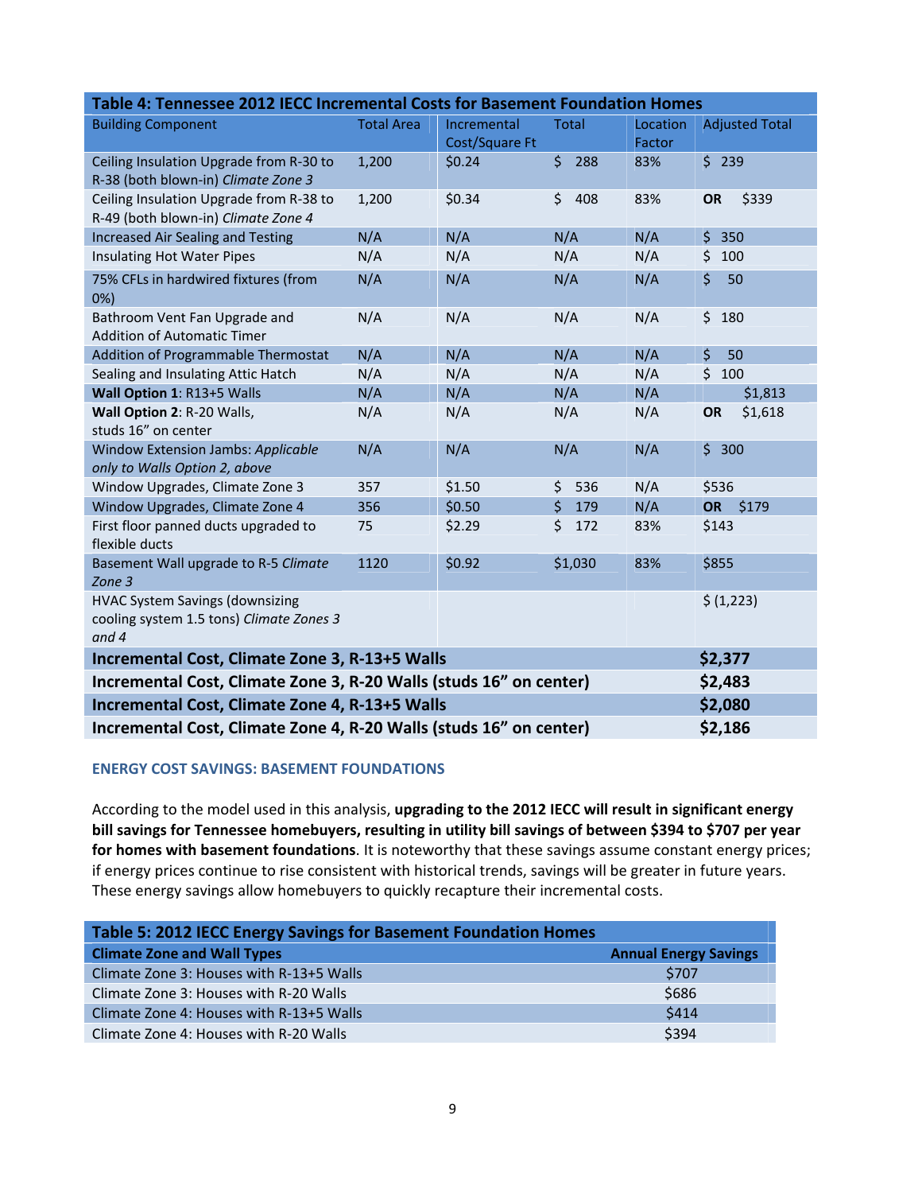| Table 4: Tennessee 2012 IECC Incremental Costs for Basement Foundation Homes | | | | | |
|---|---|---|---|---|---|
| Building Component | Total Area | Incremental Cost/Square Ft | Total | Location Factor | Adjusted Total |
| Ceiling Insulation Upgrade from R-30 to R-38 (both blown-in) *Climate Zone 3* | 1,200 | $0.24 | $ 288 | 83% | $ 239 |
| Ceiling Insulation Upgrade from R-38 to R-49 (both blown-in) *Climate Zone 4* | 1,200 | $0.34 | $ 408 | 83% | **OR** $339 |
| Increased Air Sealing and Testing | N/A | N/A | N/A | N/A | $ 350 |
| Insulating Hot Water Pipes | N/A | N/A | N/A | N/A | $ 100 |
| 75% CFLs in hardwired fixtures (from 0%) | N/A | N/A | N/A | N/A | $ 50 |
| Bathroom Vent Fan Upgrade and Addition of Automatic Timer | N/A | N/A | N/A | N/A | $ 180 |
| Addition of Programmable Thermostat | N/A | N/A | N/A | N/A | $ 50 |
| Sealing and Insulating Attic Hatch | N/A | N/A | N/A | N/A | $ 100 |
| **Wall Option 1**: R13+5 Walls | N/A | N/A | N/A | N/A | $1,813 |
| **Wall Option 2**: R-20 Walls, studs 16" on center | N/A | N/A | N/A | N/A | **OR** $1,618 |
| Window Extension Jambs: *Applicable only to Walls Option 2, above* | N/A | N/A | N/A | N/A | $ 300 |
| Window Upgrades, Climate Zone 3 | 357 | $1.50 | $ 536 | N/A | $536 |
| Window Upgrades, Climate Zone 4 | 356 | $0.50 | $ 179 | N/A | **OR** $179 |
| First floor panned ducts upgraded to flexible ducts | 75 | $2.29 | $ 172 | 83% | $143 |
| Basement Wall upgrade to R-5 *Climate Zone 3* | 1120 | $0.92 | $1,030 | 83% | $855 |
| HVAC System Savings (downsizing cooling system 1.5 tons) *Climate Zones 3 and 4* | | | | | $ (1,223) |
| **Incremental Cost, Climate Zone 3, R-13+5 Walls** | | | | | **$2,377** |
| **Incremental Cost, Climate Zone 3, R-20 Walls (studs 16" on center)** | | | | | **$2,483** |
| **Incremental Cost, Climate Zone 4, R-13+5 Walls** | | | | | **$2,080** |
| **Incremental Cost, Climate Zone 4, R-20 Walls (studs 16" on center)** | | | | | **$2,186** |

### ENERGY COST SAVINGS: BASEMENT FOUNDATIONS

According to the model used in this analysis, **upgrading to the 2012 IECC will result in significant energy bill savings for Tennessee homebuyers, resulting in utility bill savings of between $394 to $707 per year for homes with basement foundations**. It is noteworthy that these savings assume constant energy prices; if energy prices continue to rise consistent with historical trends, savings will be greater in future years. These energy savings allow homebuyers to quickly recapture their incremental costs.

| Table 5: 2012 IECC Energy Savings for Basement Foundation Homes | |
|---|---|
| **Climate Zone and Wall Types** | **Annual Energy Savings** |
| Climate Zone 3: Houses with R-13+5 Walls | $707 |
| Climate Zone 3: Houses with R-20 Walls | $686 |
| Climate Zone 4: Houses with R-13+5 Walls | $414 |
| Climate Zone 4: Houses with R-20 Walls | $394 |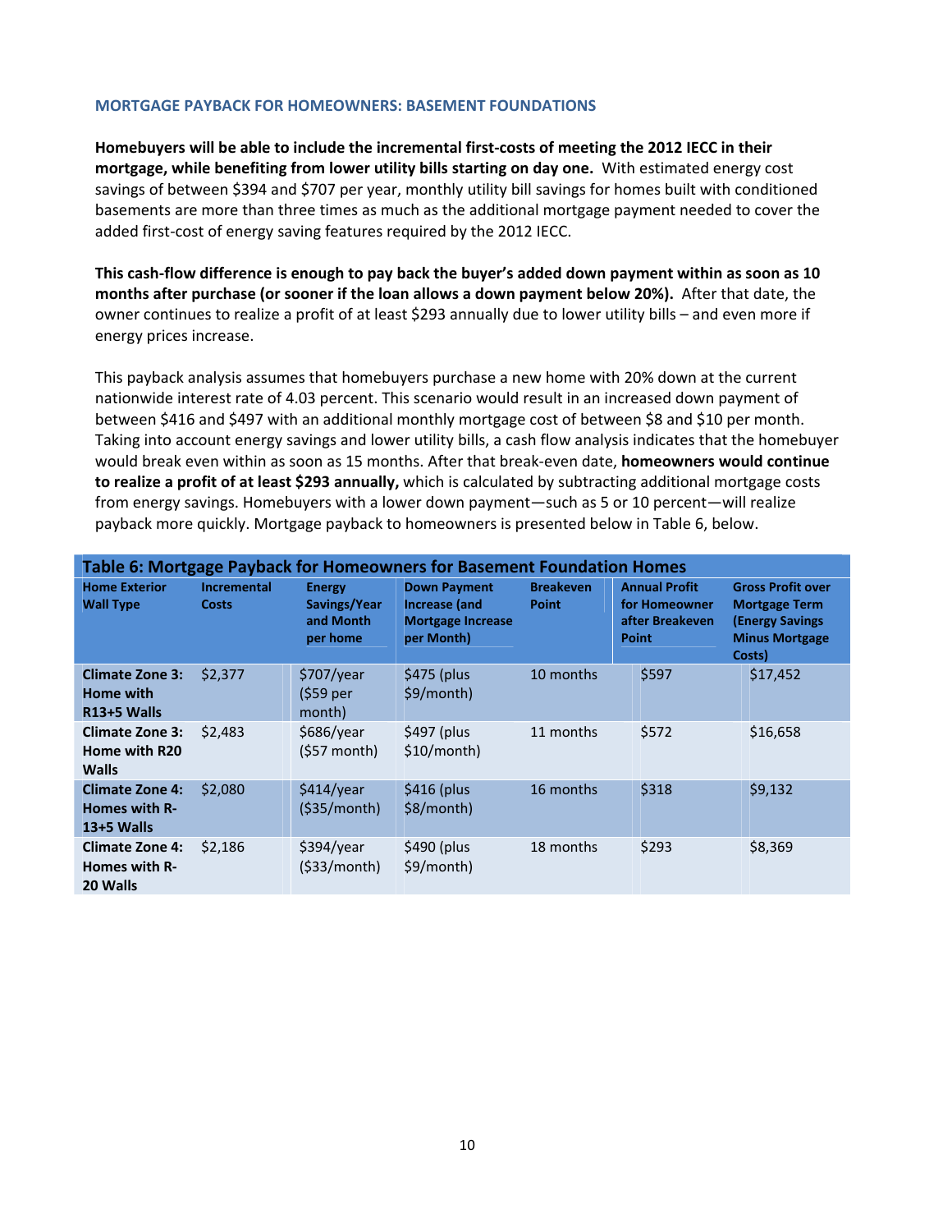## MORTGAGE PAYBACK FOR HOMEOWNERS: BASEMENT FOUNDATIONS

**Homebuyers will be able to include the incremental first-costs of meeting the 2012 IECC in their mortgage, while benefiting from lower utility bills starting on day one.** With estimated energy cost savings of between $394 and $707 per year, monthly utility bill savings for homes built with conditioned basements are more than three times as much as the additional mortgage payment needed to cover the added first-cost of energy saving features required by the 2012 IECC.

**This cash-flow difference is enough to pay back the buyer's added down payment within as soon as 10 months after purchase (or sooner if the loan allows a down payment below 20%).** After that date, the owner continues to realize a profit of at least $293 annually due to lower utility bills – and even more if energy prices increase.

This payback analysis assumes that homebuyers purchase a new home with 20% down at the current nationwide interest rate of 4.03 percent. This scenario would result in an increased down payment of between $416 and $497 with an additional monthly mortgage cost of between $8 and $10 per month. Taking into account energy savings and lower utility bills, a cash flow analysis indicates that the homebuyer would break even within as soon as 15 months. After that break-even date, **homeowners would continue to realize a profit of at least $293 annually,** which is calculated by subtracting additional mortgage costs from energy savings. Homebuyers with a lower down payment—such as 5 or 10 percent—will realize payback more quickly. Mortgage payback to homeowners is presented below in Table 6, below.

**Table 6: Mortgage Payback for Homeowners for Basement Foundation Homes**

| Home Exterior Wall Type | Incremental Costs | Energy Savings/Year and Month per home | Down Payment Increase (and Mortgage Increase per Month) | Breakeven Point | Annual Profit for Homeowner after Breakeven Point | Gross Profit over Mortgage Term (Energy Savings Minus Mortgage Costs) |
|---|---|---|---|---|---|---|
| **Climate Zone 3: Home with R13+5 Walls** | $2,377 | $707/year ($59 per month) | $475 (plus $9/month) | 10 months | $597 | $17,452 |
| **Climate Zone 3: Home with R20 Walls** | $2,483 | $686/year ($57 month) | $497 (plus $10/month) | 11 months | $572 | $16,658 |
| **Climate Zone 4: Homes with R-13+5 Walls** | $2,080 | $414/year ($35/month) | $416 (plus $8/month) | 16 months | $318 | $9,132 |
| **Climate Zone 4: Homes with R-20 Walls** | $2,186 | $394/year ($33/month) | $490 (plus $9/month) | 18 months | $293 | $8,369 |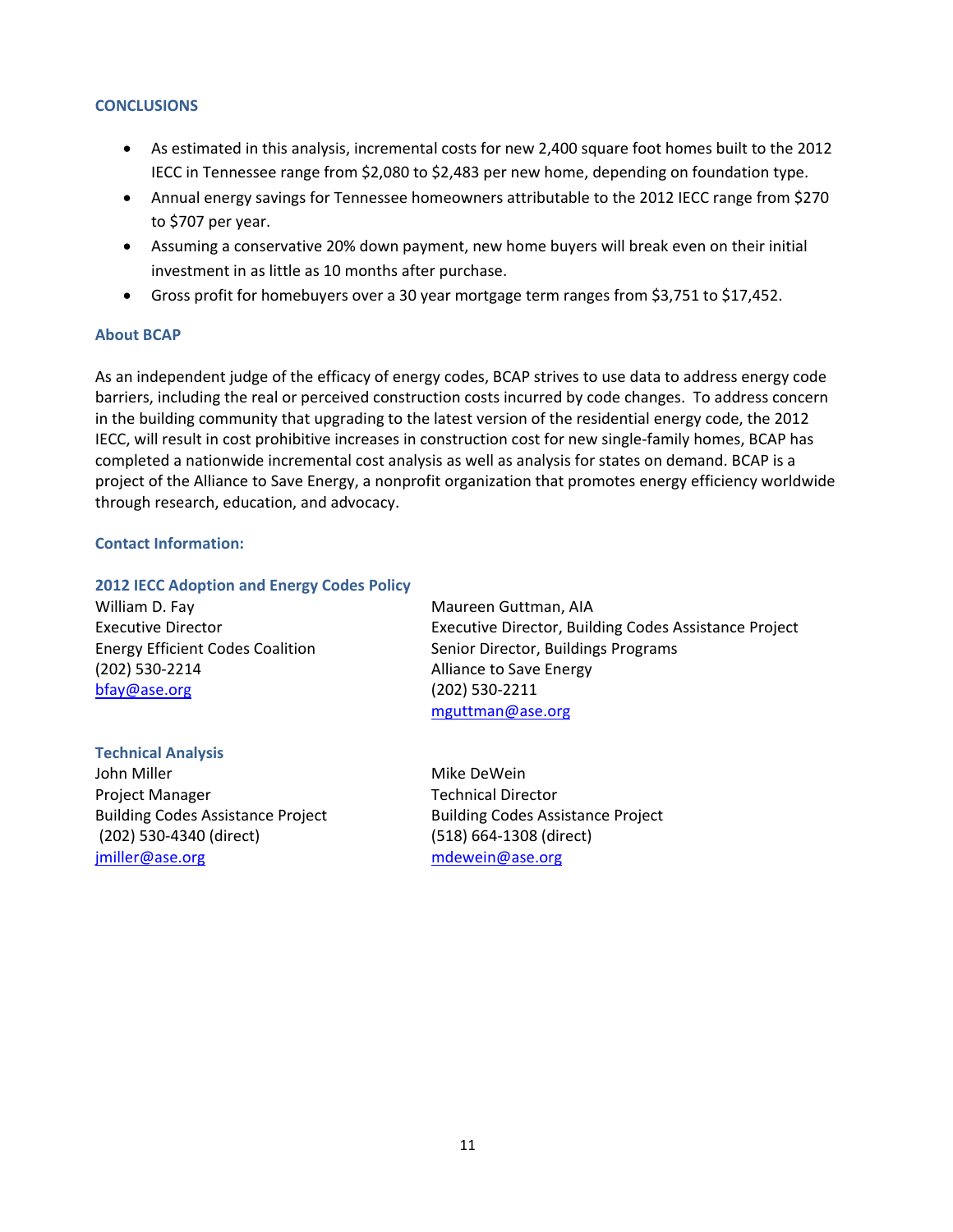## CONCLUSIONS

- As estimated in this analysis, incremental costs for new 2,400 square foot homes built to the 2012 IECC in Tennessee range from $2,080 to $2,483 per new home, depending on foundation type.
- Annual energy savings for Tennessee homeowners attributable to the 2012 IECC range from $270 to $707 per year.
- Assuming a conservative 20% down payment, new home buyers will break even on their initial investment in as little as 10 months after purchase.
- Gross profit for homebuyers over a 30 year mortgage term ranges from $3,751 to $17,452.

## About BCAP

As an independent judge of the efficacy of energy codes, BCAP strives to use data to address energy code barriers, including the real or perceived construction costs incurred by code changes. To address concern in the building community that upgrading to the latest version of the residential energy code, the 2012 IECC, will result in cost prohibitive increases in construction cost for new single-family homes, BCAP has completed a nationwide incremental cost analysis as well as analysis for states on demand. BCAP is a project of the Alliance to Save Energy, a nonprofit organization that promotes energy efficiency worldwide through research, education, and advocacy.

## Contact Information:

### 2012 IECC Adoption and Energy Codes Policy

William D. Fay
Executive Director
Energy Efficient Codes Coalition
(202) 530-2214
bfay@ase.org

Maureen Guttman, AIA
Executive Director, Building Codes Assistance Project
Senior Director, Buildings Programs
Alliance to Save Energy
(202) 530-2211
mguttman@ase.org

### Technical Analysis

John Miller
Project Manager
Building Codes Assistance Project
(202) 530-4340 (direct)
jmiller@ase.org

Mike DeWein
Technical Director
Building Codes Assistance Project
(518) 664-1308 (direct)
mdewein@ase.org